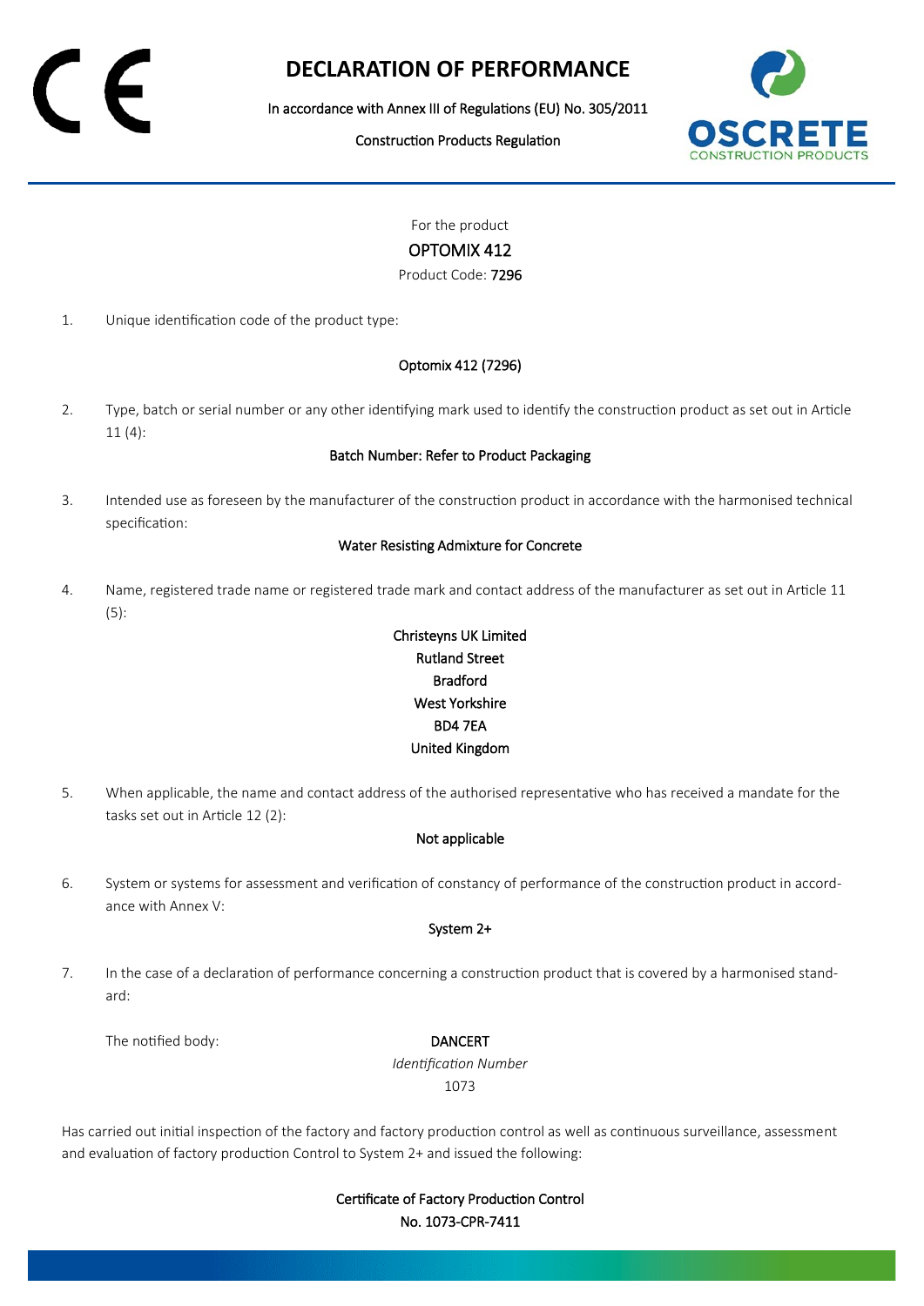# DECLARATION OF PERFORMANCE

In accordance with Annex III of Regulations (EU) No. 305/2011

Construction Products Regulation

For the product

OPTOMIX 412

Product Code: 7296

1. Unique identification code of the product type:

   Optomix 412 (7296)

2. Type, batch or serial number or any other identifying mark used to identify the construction product as set out in Article 11 (4):

   Batch Number: Refer to Product Packaging

3. Intended use as foreseen by the manufacturer of the construction product in accordance with the harmonised technical specification:

   Water Resisting Admixture for Concrete

4. Name, registered trade name or registered trade mark and contact address of the manufacturer as set out in Article 11 (5):

   Christeyns UK Limited
   Rutland Street
   Bradford
   West Yorkshire
   BD4 7EA
   United Kingdom

5. When applicable, the name and contact address of the authorised representative who has received a mandate for the tasks set out in Article 12 (2):

   Not applicable

6. System or systems for assessment and verification of constancy of performance of the construction product in accordance with Annex V:

   System 2+

7. In the case of a declaration of performance concerning a construction product that is covered by a harmonised standard:

   The notified body: DANCERT

   *Identification Number*

   1073

Has carried out initial inspection of the factory and factory production control as well as continuous surveillance, assessment and evaluation of factory production Control to System 2+ and issued the following:

Certificate of Factory Production Control

No. 1073-CPR-7411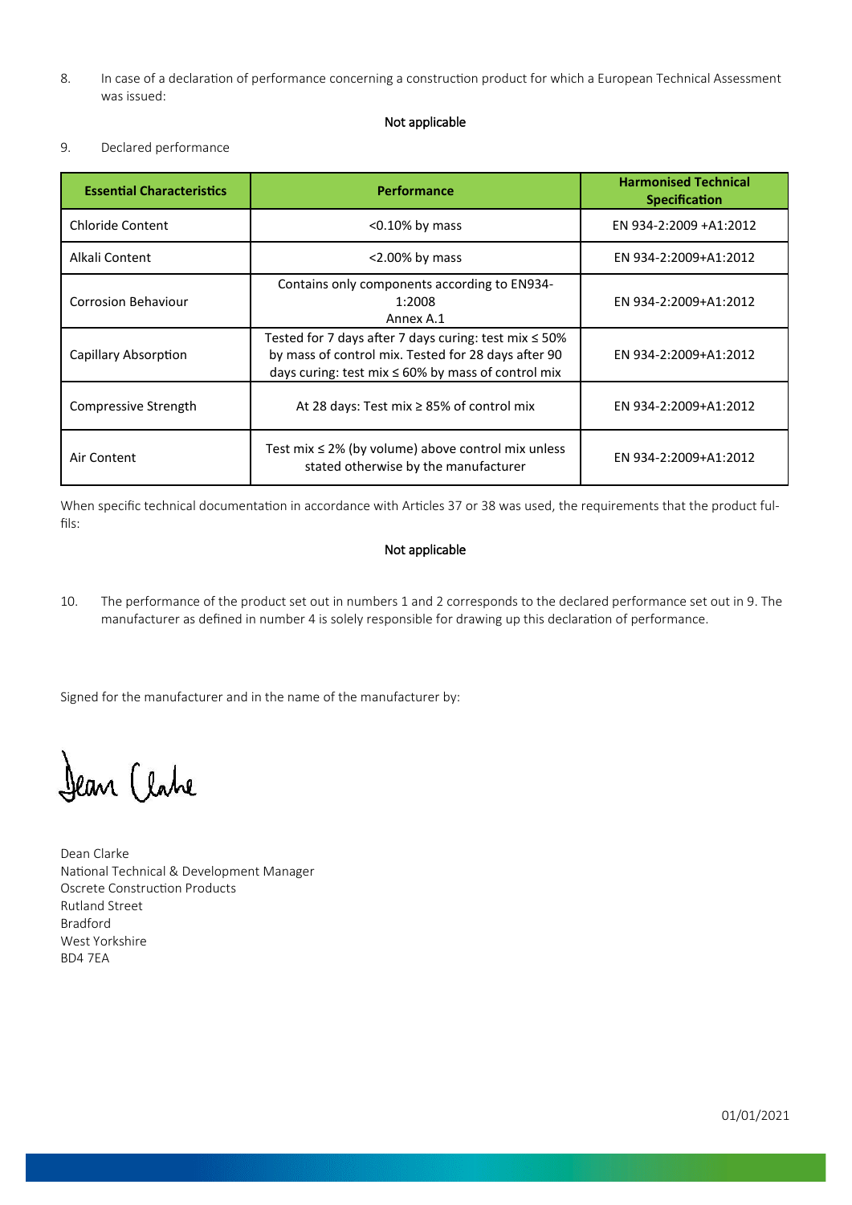8. In case of a declaration of performance concerning a construction product for which a European Technical Assessment was issued:

Not applicable

9. Declared performance

| Essential Characteristics | Performance | Harmonised Technical Specification |
|---|---|---|
| Chloride Content | <0.10% by mass | EN 934-2:2009 +A1:2012 |
| Alkali Content | <2.00% by mass | EN 934-2:2009+A1:2012 |
| Corrosion Behaviour | Contains only components according to EN934-1:2008 Annex A.1 | EN 934-2:2009+A1:2012 |
| Capillary Absorption | Tested for 7 days after 7 days curing: test mix ≤ 50% by mass of control mix. Tested for 28 days after 90 days curing: test mix ≤ 60% by mass of control mix | EN 934-2:2009+A1:2012 |
| Compressive Strength | At 28 days: Test mix ≥ 85% of control mix | EN 934-2:2009+A1:2012 |
| Air Content | Test mix ≤ 2% (by volume) above control mix unless stated otherwise by the manufacturer | EN 934-2:2009+A1:2012 |

When specific technical documentation in accordance with Articles 37 or 38 was used, the requirements that the product fulfils:

Not applicable

10. The performance of the product set out in numbers 1 and 2 corresponds to the declared performance set out in 9. The manufacturer as defined in number 4 is solely responsible for drawing up this declaration of performance.

Signed for the manufacturer and in the name of the manufacturer by:

Dean Clarke

Dean Clarke
National Technical & Development Manager
Oscrete Construction Products
Rutland Street
Bradford
West Yorkshire
BD4 7EA

01/01/2021